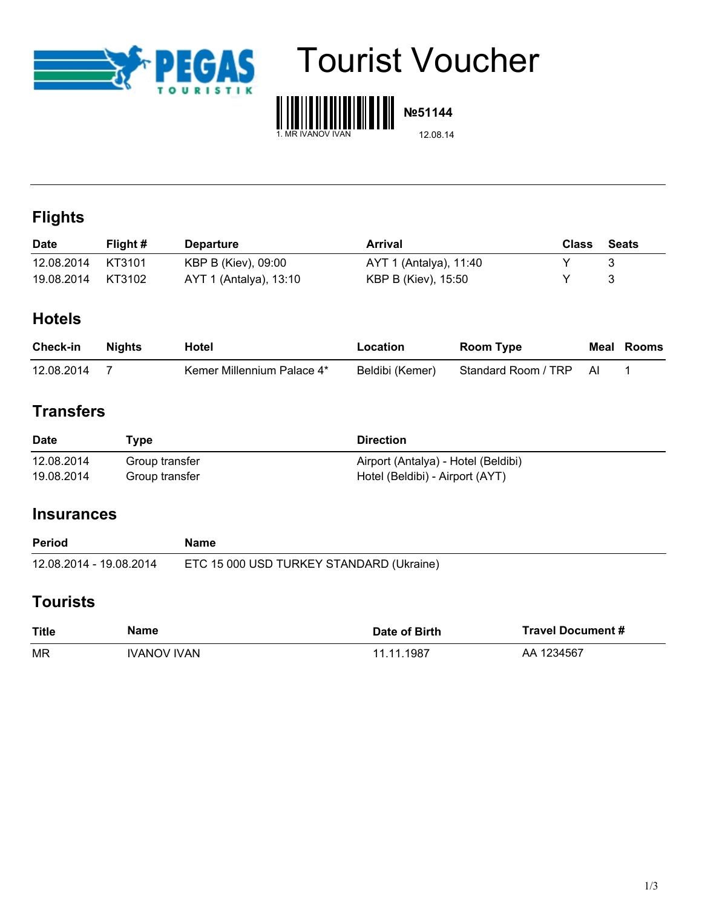PEGAS TOURISTIK

# Tourist Voucher

№51144

1. MR IVANOV IVAN

12.08.14

## Flights

| Date | Flight # | Departure | Arrival | Class | Seats |
|---|---|---|---|---|---|
| 12.08.2014 | KT3101 | KBP B (Kiev), 09:00 | AYT 1 (Antalya), 11:40 | Y | 3 |
| 19.08.2014 | KT3102 | AYT 1 (Antalya), 13:10 | KBP B (Kiev), 15:50 | Y | 3 |

## Hotels

| Check-in | Nights | Hotel | Location | Room Type | Meal | Rooms |
|---|---|---|---|---|---|---|
| 12.08.2014 | 7 | Kemer Millennium Palace 4* | Beldibi (Kemer) | Standard Room / TRP | AI | 1 |

## Transfers

| Date | Type | Direction |
|---|---|---|
| 12.08.2014 | Group transfer | Airport (Antalya) - Hotel (Beldibi) |
| 19.08.2014 | Group transfer | Hotel (Beldibi) - Airport (AYT) |

## Insurances

| Period | Name |
|---|---|
| 12.08.2014 - 19.08.2014 | ETC 15 000 USD TURKEY STANDARD (Ukraine) |

## Tourists

| Title | Name | Date of Birth | Travel Document # |
|---|---|---|---|
| MR | IVANOV IVAN | 11.11.1987 | AA 1234567 |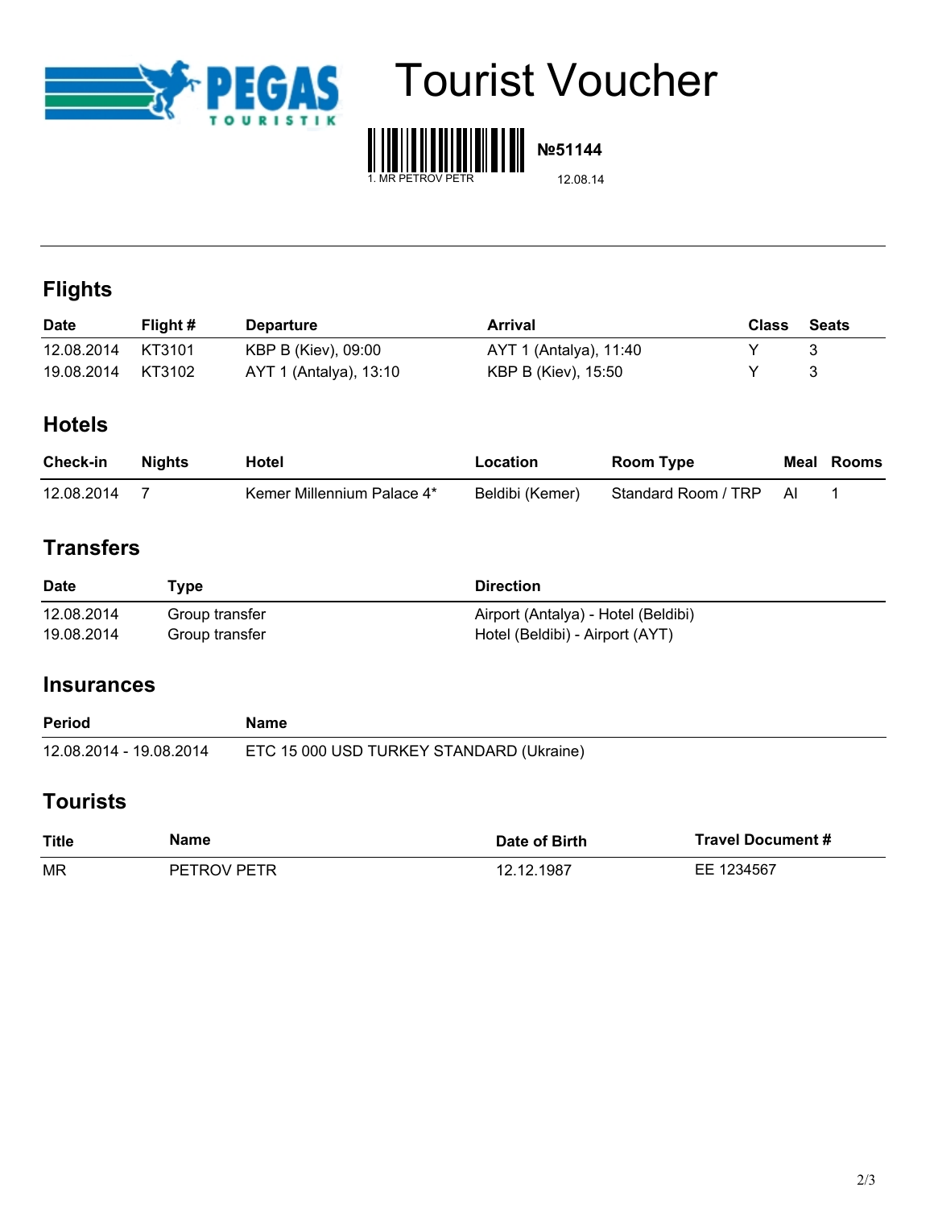PEGAS TOURISTIK

# Tourist Voucher

№51144

1. MR PETROV PETR

12.08.14

## Flights

| Date | Flight # | Departure | Arrival | Class | Seats |
| --- | --- | --- | --- | --- | --- |
| 12.08.2014 | KT3101 | KBP B (Kiev), 09:00 | AYT 1 (Antalya), 11:40 | Y | 3 |
| 19.08.2014 | KT3102 | AYT 1 (Antalya), 13:10 | KBP B (Kiev), 15:50 | Y | 3 |

## Hotels

| Check-in | Nights | Hotel | Location | Room Type | Meal | Rooms |
| --- | --- | --- | --- | --- | --- | --- |
| 12.08.2014 | 7 | Kemer Millennium Palace 4* | Beldibi (Kemer) | Standard Room / TRP | AI | 1 |

## Transfers

| Date | Type | Direction |
| --- | --- | --- |
| 12.08.2014 | Group transfer | Airport (Antalya) - Hotel (Beldibi) |
| 19.08.2014 | Group transfer | Hotel (Beldibi) - Airport (AYT) |

## Insurances

| Period | Name |
| --- | --- |
| 12.08.2014 - 19.08.2014 | ETC 15 000 USD TURKEY STANDARD (Ukraine) |

## Tourists

| Title | Name | Date of Birth | Travel Document # |
| --- | --- | --- | --- |
| MR | PETROV PETR | 12.12.1987 | EE 1234567 |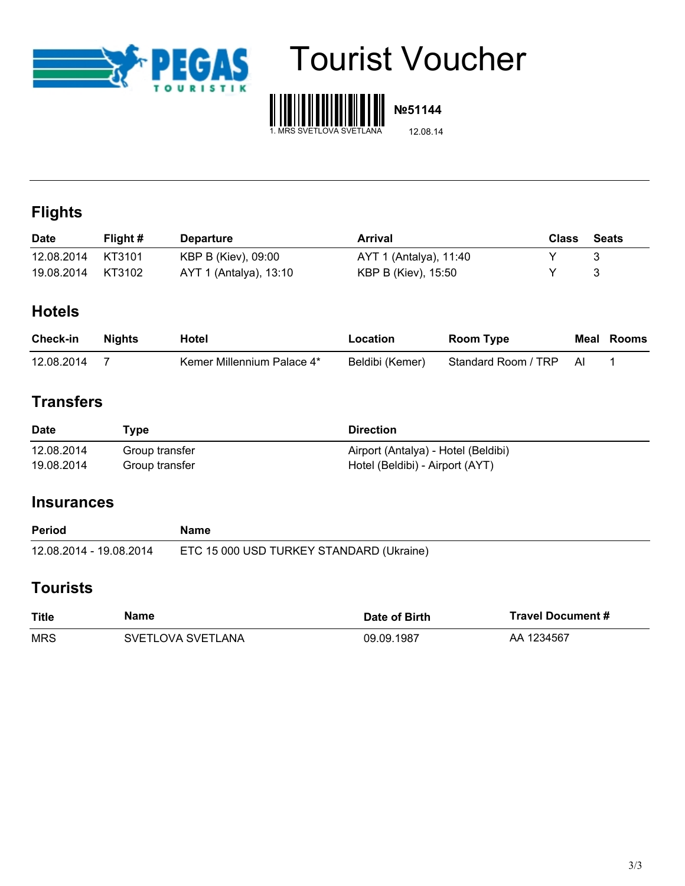PEGAS TOURISTIK

# Tourist Voucher

1. MRS SVETLOVA SVETLANA

№51144

12.08.14

## Flights

| Date | Flight # | Departure | Arrival | Class | Seats |
|---|---|---|---|---|---|
| 12.08.2014 | KT3101 | KBP B (Kiev), 09:00 | AYT 1 (Antalya), 11:40 | Y | 3 |
| 19.08.2014 | KT3102 | AYT 1 (Antalya), 13:10 | KBP B (Kiev), 15:50 | Y | 3 |

## Hotels

| Check-in | Nights | Hotel | Location | Room Type | Meal | Rooms |
|---|---|---|---|---|---|---|
| 12.08.2014 | 7 | Kemer Millennium Palace 4* | Beldibi (Kemer) | Standard Room / TRP | AI | 1 |

## Transfers

| Date | Type | Direction |
|---|---|---|
| 12.08.2014 | Group transfer | Airport (Antalya) - Hotel (Beldibi) |
| 19.08.2014 | Group transfer | Hotel (Beldibi) - Airport (AYT) |

## Insurances

| Period | Name |
|---|---|
| 12.08.2014 - 19.08.2014 | ETC 15 000 USD TURKEY STANDARD (Ukraine) |

## Tourists

| Title | Name | Date of Birth | Travel Document # |
|---|---|---|---|
| MRS | SVETLOVA SVETLANA | 09.09.1987 | AA 1234567 |